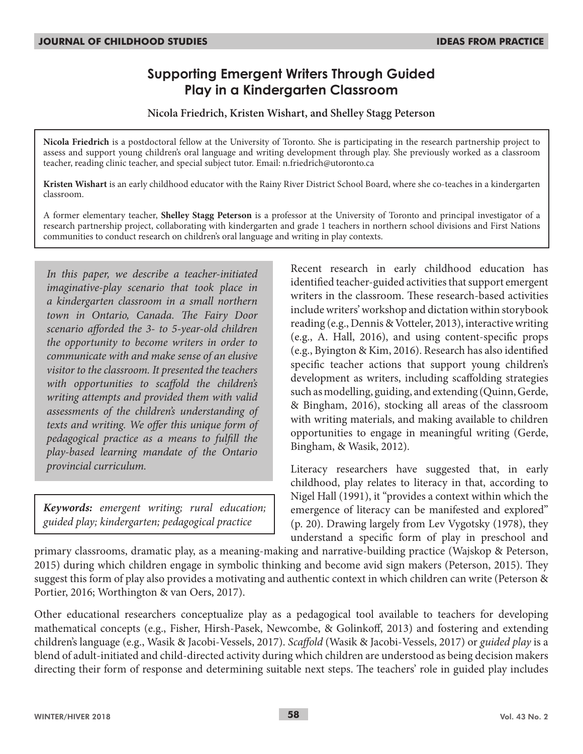# Supporting Emergent Writers Through Guided Play in a Kindergarten Classroom

**Nicola Friedrich, Kristen Wishart, and Shelley Stagg Peterson**

**Nicola Friedrich** is a postdoctoral fellow at the University of Toronto. She is participating in the research partnership project to assess and support young children's oral language and writing development through play. She previously worked as a classroom teacher, reading clinic teacher, and special subject tutor. Email: n.friedrich@utoronto.ca

**Kristen Wishart** is an early childhood educator with the Rainy River District School Board, where she co-teaches in a kindergarten classroom.

A former elementary teacher, **Shelley Stagg Peterson** is a professor at the University of Toronto and principal investigator of a research partnership project, collaborating with kindergarten and grade 1 teachers in northern school divisions and First Nations communities to conduct research on children's oral language and writing in play contexts.

*In this paper, we describe a teacher-initiated imaginative-play scenario that took place in a kindergarten classroom in a small northern town in Ontario, Canada. The Fairy Door scenario afforded the 3- to 5-year-old children the opportunity to become writers in order to communicate with and make sense of an elusive visitor to the classroom. It presented the teachers with opportunities to scaffold the children's writing attempts and provided them with valid assessments of the children's understanding of texts and writing. We offer this unique form of pedagogical practice as a means to fulfill the play-based learning mandate of the Ontario provincial curriculum.*

***Keywords:*** *emergent writing; rural education; guided play; kindergarten; pedagogical practice*

Recent research in early childhood education has identified teacher-guided activities that support emergent writers in the classroom. These research-based activities include writers' workshop and dictation within storybook reading (e.g., Dennis & Votteler, 2013), interactive writing (e.g., A. Hall, 2016), and using content-specific props (e.g., Byington & Kim, 2016). Research has also identified specific teacher actions that support young children's development as writers, including scaffolding strategies such as modelling, guiding, and extending (Quinn, Gerde, & Bingham, 2016), stocking all areas of the classroom with writing materials, and making available to children opportunities to engage in meaningful writing (Gerde, Bingham, & Wasik, 2012).

Literacy researchers have suggested that, in early childhood, play relates to literacy in that, according to Nigel Hall (1991), it "provides a context within which the emergence of literacy can be manifested and explored" (p. 20). Drawing largely from Lev Vygotsky (1978), they understand a specific form of play in preschool and primary classrooms, dramatic play, as a meaning-making and narrative-building practice (Wajskop & Peterson, 2015) during which children engage in symbolic thinking and become avid sign makers (Peterson, 2015). They suggest this form of play also provides a motivating and authentic context in which children can write (Peterson & Portier, 2016; Worthington & van Oers, 2017).

Other educational researchers conceptualize play as a pedagogical tool available to teachers for developing mathematical concepts (e.g., Fisher, Hirsh-Pasek, Newcombe, & Golinkoff, 2013) and fostering and extending children's language (e.g., Wasik & Jacobi-Vessels, 2017). *Scaffold* (Wasik & Jacobi-Vessels, 2017) or *guided play* is a blend of adult-initiated and child-directed activity during which children are understood as being decision makers directing their form of response and determining suitable next steps. The teachers' role in guided play includes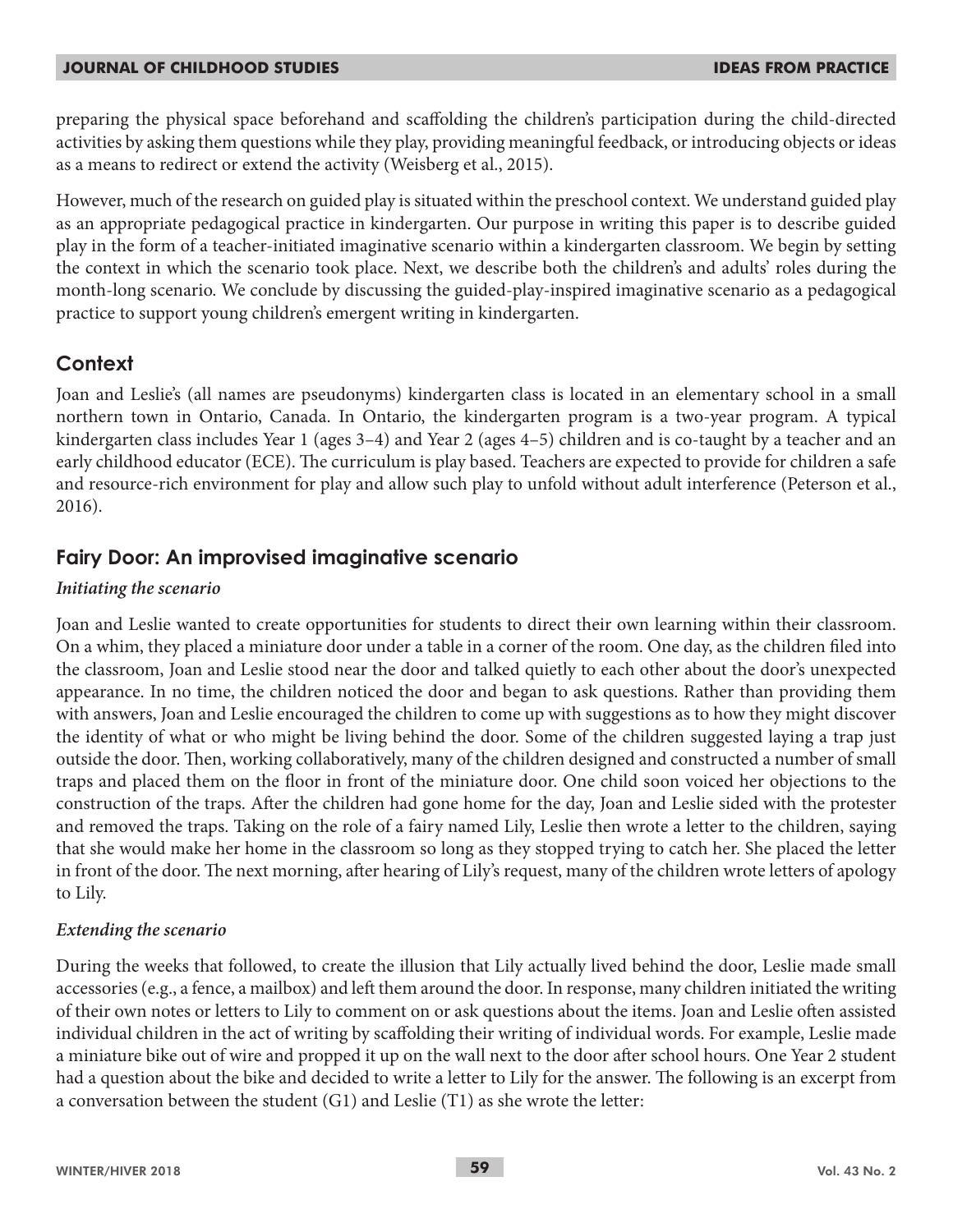preparing the physical space beforehand and scaffolding the children's participation during the child-directed activities by asking them questions while they play, providing meaningful feedback, or introducing objects or ideas as a means to redirect or extend the activity (Weisberg et al., 2015).

However, much of the research on guided play is situated within the preschool context. We understand guided play as an appropriate pedagogical practice in kindergarten. Our purpose in writing this paper is to describe guided play in the form of a teacher-initiated imaginative scenario within a kindergarten classroom. We begin by setting the context in which the scenario took place. Next, we describe both the children's and adults' roles during the month-long scenario. We conclude by discussing the guided-play-inspired imaginative scenario as a pedagogical practice to support young children's emergent writing in kindergarten.

## Context

Joan and Leslie's (all names are pseudonyms) kindergarten class is located in an elementary school in a small northern town in Ontario, Canada. In Ontario, the kindergarten program is a two-year program. A typical kindergarten class includes Year 1 (ages 3–4) and Year 2 (ages 4–5) children and is co-taught by a teacher and an early childhood educator (ECE). The curriculum is play based. Teachers are expected to provide for children a safe and resource-rich environment for play and allow such play to unfold without adult interference (Peterson et al., 2016).

## Fairy Door: An improvised imaginative scenario

### *Initiating the scenario*

Joan and Leslie wanted to create opportunities for students to direct their own learning within their classroom. On a whim, they placed a miniature door under a table in a corner of the room. One day, as the children filed into the classroom, Joan and Leslie stood near the door and talked quietly to each other about the door's unexpected appearance. In no time, the children noticed the door and began to ask questions. Rather than providing them with answers, Joan and Leslie encouraged the children to come up with suggestions as to how they might discover the identity of what or who might be living behind the door. Some of the children suggested laying a trap just outside the door. Then, working collaboratively, many of the children designed and constructed a number of small traps and placed them on the floor in front of the miniature door. One child soon voiced her objections to the construction of the traps. After the children had gone home for the day, Joan and Leslie sided with the protester and removed the traps. Taking on the role of a fairy named Lily, Leslie then wrote a letter to the children, saying that she would make her home in the classroom so long as they stopped trying to catch her. She placed the letter in front of the door. The next morning, after hearing of Lily's request, many of the children wrote letters of apology to Lily.

### *Extending the scenario*

During the weeks that followed, to create the illusion that Lily actually lived behind the door, Leslie made small accessories (e.g., a fence, a mailbox) and left them around the door. In response, many children initiated the writing of their own notes or letters to Lily to comment on or ask questions about the items. Joan and Leslie often assisted individual children in the act of writing by scaffolding their writing of individual words. For example, Leslie made a miniature bike out of wire and propped it up on the wall next to the door after school hours. One Year 2 student had a question about the bike and decided to write a letter to Lily for the answer. The following is an excerpt from a conversation between the student (G1) and Leslie (T1) as she wrote the letter: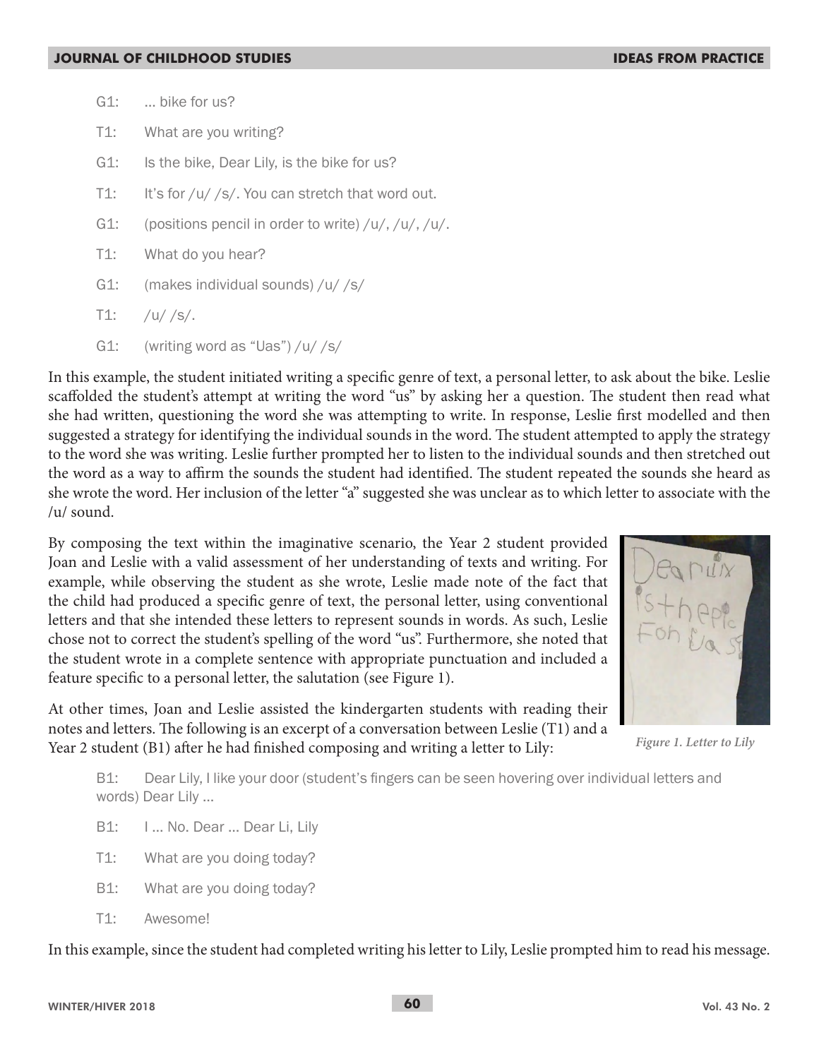G1: ... bike for us?

T1: What are you writing?

G1: Is the bike, Dear Lily, is the bike for us?

T1: It's for /u/ /s/. You can stretch that word out.

G1: (positions pencil in order to write) /u/, /u/, /u/.

T1: What do you hear?

G1: (makes individual sounds) /u/ /s/

T1: /u/ /s/.

G1: (writing word as "Uas") /u/ /s/

In this example, the student initiated writing a specific genre of text, a personal letter, to ask about the bike. Leslie scaffolded the student's attempt at writing the word "us" by asking her a question. The student then read what she had written, questioning the word she was attempting to write. In response, Leslie first modelled and then suggested a strategy for identifying the individual sounds in the word. The student attempted to apply the strategy to the word she was writing. Leslie further prompted her to listen to the individual sounds and then stretched out the word as a way to affirm the sounds the student had identified. The student repeated the sounds she heard as she wrote the word. Her inclusion of the letter "a" suggested she was unclear as to which letter to associate with the /u/ sound.

By composing the text within the imaginative scenario, the Year 2 student provided Joan and Leslie with a valid assessment of her understanding of texts and writing. For example, while observing the student as she wrote, Leslie made note of the fact that the child had produced a specific genre of text, the personal letter, using conventional letters and that she intended these letters to represent sounds in words. As such, Leslie chose not to correct the student's spelling of the word "us". Furthermore, she noted that the student wrote in a complete sentence with appropriate punctuation and included a feature specific to a personal letter, the salutation (see Figure 1).

*Figure 1. Letter to Lily*

At other times, Joan and Leslie assisted the kindergarten students with reading their notes and letters. The following is an excerpt of a conversation between Leslie (T1) and a Year 2 student (B1) after he had finished composing and writing a letter to Lily:

B1: Dear Lily, I like your door (student's fingers can be seen hovering over individual letters and words) Dear Lily ...

B1: I ... No. Dear ... Dear Li, Lily

T1: What are you doing today?

B1: What are you doing today?

T1: Awesome!

In this example, since the student had completed writing his letter to Lily, Leslie prompted him to read his message.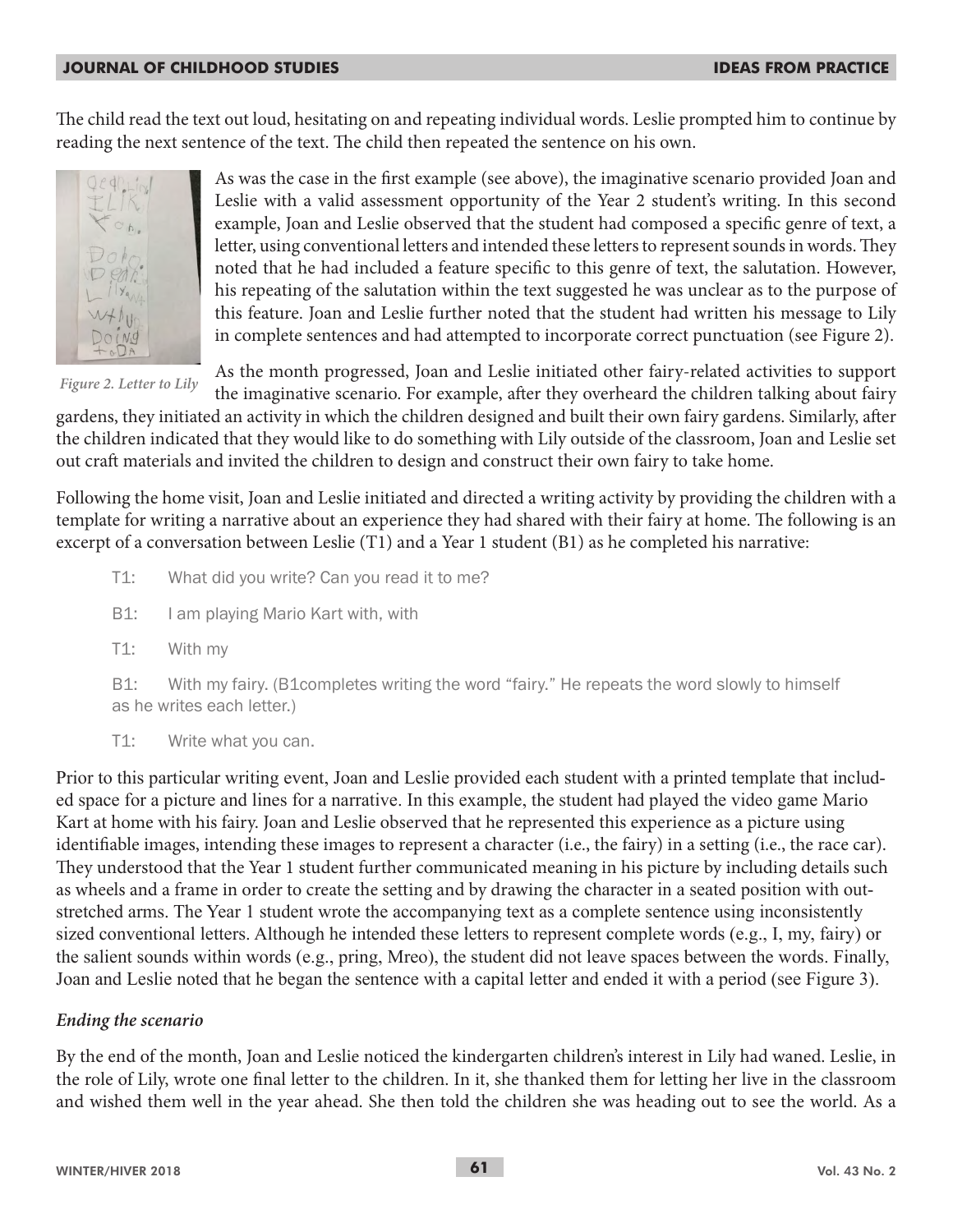The child read the text out loud, hesitating on and repeating individual words. Leslie prompted him to continue by reading the next sentence of the text. The child then repeated the sentence on his own.

As was the case in the first example (see above), the imaginative scenario provided Joan and Leslie with a valid assessment opportunity of the Year 2 student's writing. In this second example, Joan and Leslie observed that the student had composed a specific genre of text, a letter, using conventional letters and intended these letters to represent sounds in words. They noted that he had included a feature specific to this genre of text, the salutation. However, his repeating of the salutation within the text suggested he was unclear as to the purpose of this feature. Joan and Leslie further noted that the student had written his message to Lily in complete sentences and had attempted to incorporate correct punctuation (see Figure 2).

*Figure 2. Letter to Lily*

As the month progressed, Joan and Leslie initiated other fairy-related activities to support the imaginative scenario. For example, after they overheard the children talking about fairy gardens, they initiated an activity in which the children designed and built their own fairy gardens. Similarly, after the children indicated that they would like to do something with Lily outside of the classroom, Joan and Leslie set out craft materials and invited the children to design and construct their own fairy to take home.

Following the home visit, Joan and Leslie initiated and directed a writing activity by providing the children with a template for writing a narrative about an experience they had shared with their fairy at home. The following is an excerpt of a conversation between Leslie (T1) and a Year 1 student (B1) as he completed his narrative:

> T1: What did you write? Can you read it to me?
>
> B1: I am playing Mario Kart with, with
>
> T1: With my
>
> B1: With my fairy. (B1completes writing the word "fairy." He repeats the word slowly to himself as he writes each letter.)
>
> T1: Write what you can.

Prior to this particular writing event, Joan and Leslie provided each student with a printed template that included space for a picture and lines for a narrative. In this example, the student had played the video game Mario Kart at home with his fairy. Joan and Leslie observed that he represented this experience as a picture using identifiable images, intending these images to represent a character (i.e., the fairy) in a setting (i.e., the race car). They understood that the Year 1 student further communicated meaning in his picture by including details such as wheels and a frame in order to create the setting and by drawing the character in a seated position with outstretched arms. The Year 1 student wrote the accompanying text as a complete sentence using inconsistently sized conventional letters. Although he intended these letters to represent complete words (e.g., I, my, fairy) or the salient sounds within words (e.g., pring, Mreo), the student did not leave spaces between the words. Finally, Joan and Leslie noted that he began the sentence with a capital letter and ended it with a period (see Figure 3).

### *Ending the scenario*

By the end of the month, Joan and Leslie noticed the kindergarten children's interest in Lily had waned. Leslie, in the role of Lily, wrote one final letter to the children. In it, she thanked them for letting her live in the classroom and wished them well in the year ahead. She then told the children she was heading out to see the world. As a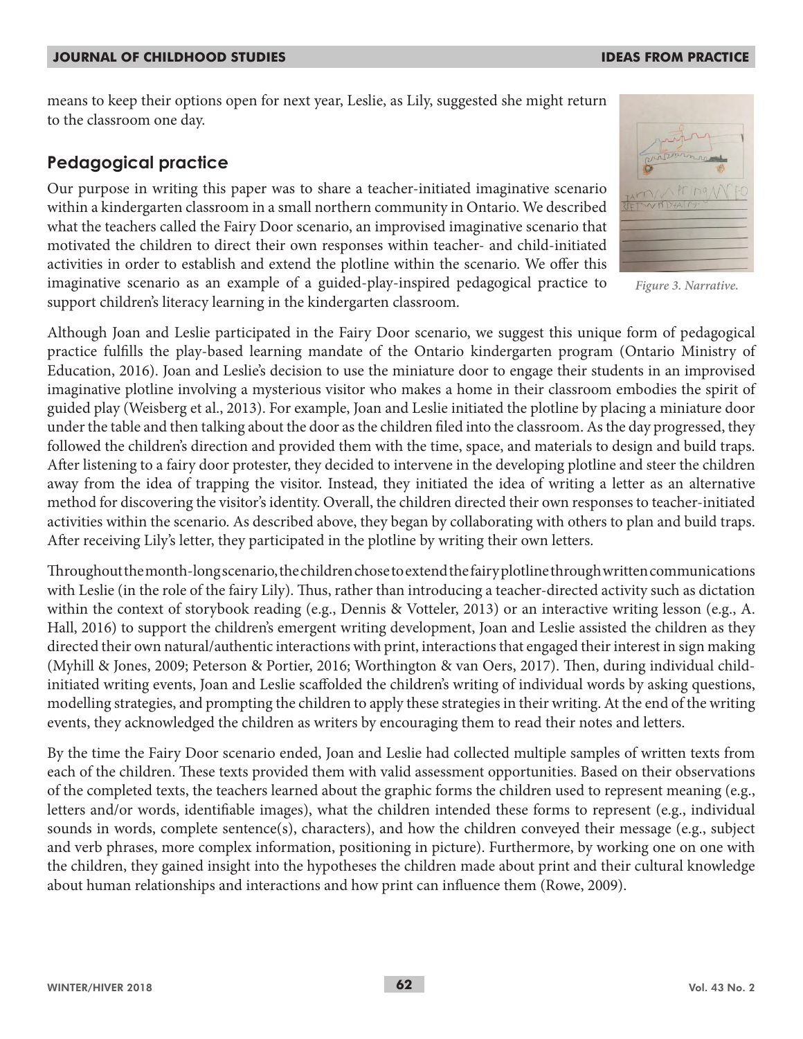means to keep their options open for next year, Leslie, as Lily, suggested she might return to the classroom one day.

## Pedagogical practice

Our purpose in writing this paper was to share a teacher-initiated imaginative scenario within a kindergarten classroom in a small northern community in Ontario. We described what the teachers called the Fairy Door scenario, an improvised imaginative scenario that motivated the children to direct their own responses within teacher- and child-initiated activities in order to establish and extend the plotline within the scenario. We offer this imaginative scenario as an example of a guided-play-inspired pedagogical practice to support children's literacy learning in the kindergarten classroom.

*Figure 3. Narrative.*

Although Joan and Leslie participated in the Fairy Door scenario, we suggest this unique form of pedagogical practice fulfills the play-based learning mandate of the Ontario kindergarten program (Ontario Ministry of Education, 2016). Joan and Leslie's decision to use the miniature door to engage their students in an improvised imaginative plotline involving a mysterious visitor who makes a home in their classroom embodies the spirit of guided play (Weisberg et al., 2013). For example, Joan and Leslie initiated the plotline by placing a miniature door under the table and then talking about the door as the children filed into the classroom. As the day progressed, they followed the children's direction and provided them with the time, space, and materials to design and build traps. After listening to a fairy door protester, they decided to intervene in the developing plotline and steer the children away from the idea of trapping the visitor. Instead, they initiated the idea of writing a letter as an alternative method for discovering the visitor's identity. Overall, the children directed their own responses to teacher-initiated activities within the scenario. As described above, they began by collaborating with others to plan and build traps. After receiving Lily's letter, they participated in the plotline by writing their own letters.

Throughout the month-long scenario, the children chose to extend the fairy plotline through written communications with Leslie (in the role of the fairy Lily). Thus, rather than introducing a teacher-directed activity such as dictation within the context of storybook reading (e.g., Dennis & Votteler, 2013) or an interactive writing lesson (e.g., A. Hall, 2016) to support the children's emergent writing development, Joan and Leslie assisted the children as they directed their own natural/authentic interactions with print, interactions that engaged their interest in sign making (Myhill & Jones, 2009; Peterson & Portier, 2016; Worthington & van Oers, 2017). Then, during individual child-initiated writing events, Joan and Leslie scaffolded the children's writing of individual words by asking questions, modelling strategies, and prompting the children to apply these strategies in their writing. At the end of the writing events, they acknowledged the children as writers by encouraging them to read their notes and letters.

By the time the Fairy Door scenario ended, Joan and Leslie had collected multiple samples of written texts from each of the children. These texts provided them with valid assessment opportunities. Based on their observations of the completed texts, the teachers learned about the graphic forms the children used to represent meaning (e.g., letters and/or words, identifiable images), what the children intended these forms to represent (e.g., individual sounds in words, complete sentence(s), characters), and how the children conveyed their message (e.g., subject and verb phrases, more complex information, positioning in picture). Furthermore, by working one on one with the children, they gained insight into the hypotheses the children made about print and their cultural knowledge about human relationships and interactions and how print can influence them (Rowe, 2009).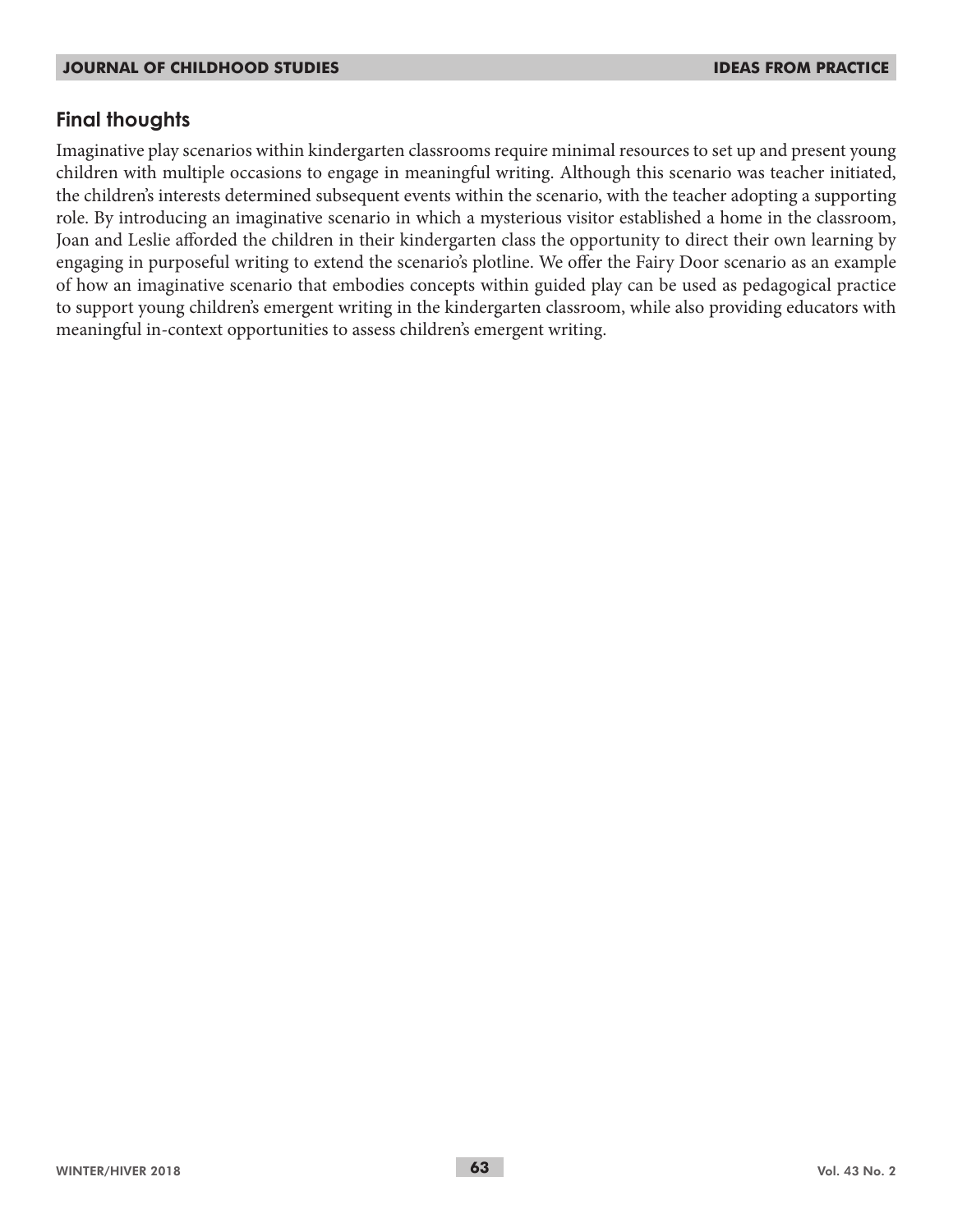## Final thoughts

Imaginative play scenarios within kindergarten classrooms require minimal resources to set up and present young children with multiple occasions to engage in meaningful writing. Although this scenario was teacher initiated, the children's interests determined subsequent events within the scenario, with the teacher adopting a supporting role. By introducing an imaginative scenario in which a mysterious visitor established a home in the classroom, Joan and Leslie afforded the children in their kindergarten class the opportunity to direct their own learning by engaging in purposeful writing to extend the scenario's plotline. We offer the Fairy Door scenario as an example of how an imaginative scenario that embodies concepts within guided play can be used as pedagogical practice to support young children's emergent writing in the kindergarten classroom, while also providing educators with meaningful in-context opportunities to assess children's emergent writing.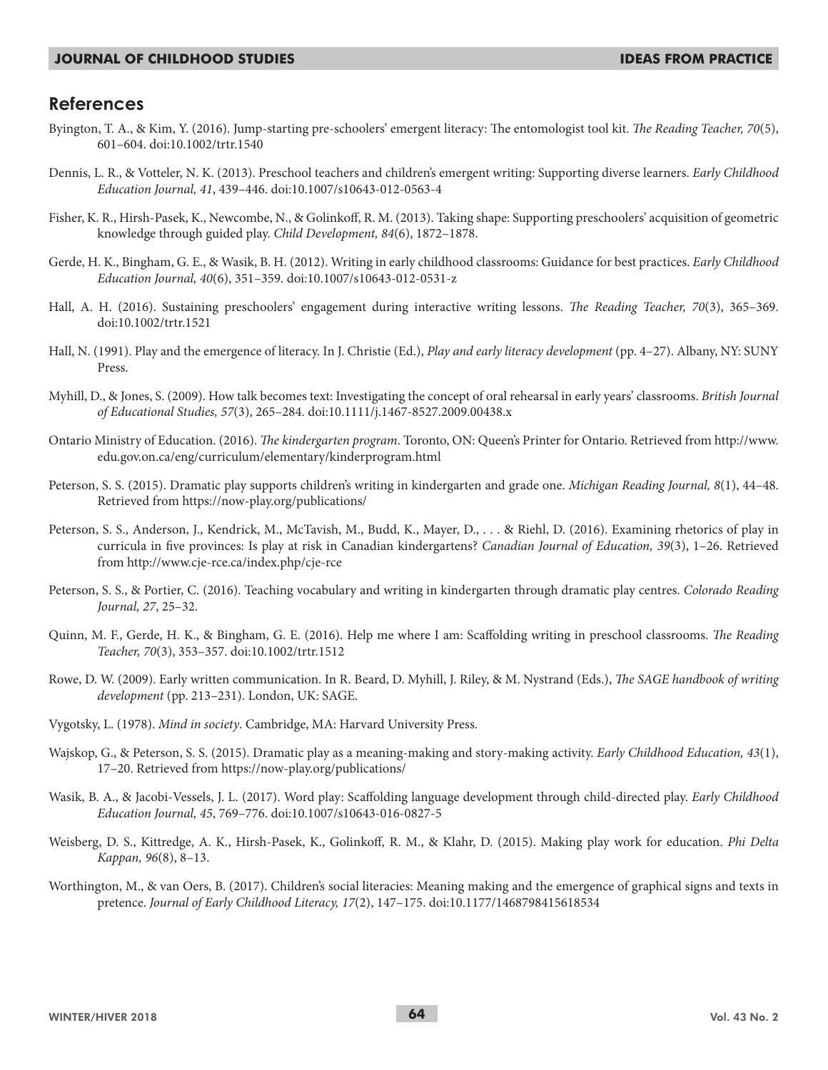## References

Byington, T. A., & Kim, Y. (2016). Jump-starting pre-schoolers' emergent literacy: The entomologist tool kit. *The Reading Teacher, 70*(5), 601–604. doi:10.1002/trtr.1540

Dennis, L. R., & Votteler, N. K. (2013). Preschool teachers and children's emergent writing: Supporting diverse learners. *Early Childhood Education Journal, 41*, 439–446. doi:10.1007/s10643-012-0563-4

Fisher, K. R., Hirsh-Pasek, K., Newcombe, N., & Golinkoff, R. M. (2013). Taking shape: Supporting preschoolers' acquisition of geometric knowledge through guided play. *Child Development, 84*(6), 1872–1878.

Gerde, H. K., Bingham, G. E., & Wasik, B. H. (2012). Writing in early childhood classrooms: Guidance for best practices. *Early Childhood Education Journal, 40*(6), 351–359. doi:10.1007/s10643-012-0531-z

Hall, A. H. (2016). Sustaining preschoolers' engagement during interactive writing lessons. *The Reading Teacher, 70*(3), 365–369. doi:10.1002/trtr.1521

Hall, N. (1991). Play and the emergence of literacy. In J. Christie (Ed.), *Play and early literacy development* (pp. 4–27). Albany, NY: SUNY Press.

Myhill, D., & Jones, S. (2009). How talk becomes text: Investigating the concept of oral rehearsal in early years' classrooms. *British Journal of Educational Studies, 57*(3), 265–284. doi:10.1111/j.1467-8527.2009.00438.x

Ontario Ministry of Education. (2016). *The kindergarten program*. Toronto, ON: Queen's Printer for Ontario. Retrieved from http://www.edu.gov.on.ca/eng/curriculum/elementary/kinderprogram.html

Peterson, S. S. (2015). Dramatic play supports children's writing in kindergarten and grade one. *Michigan Reading Journal, 8*(1), 44–48. Retrieved from https://now-play.org/publications/

Peterson, S. S., Anderson, J., Kendrick, M., McTavish, M., Budd, K., Mayer, D., . . . & Riehl, D. (2016). Examining rhetorics of play in curricula in five provinces: Is play at risk in Canadian kindergartens? *Canadian Journal of Education, 39*(3), 1–26. Retrieved from http://www.cje-rce.ca/index.php/cje-rce

Peterson, S. S., & Portier, C. (2016). Teaching vocabulary and writing in kindergarten through dramatic play centres. *Colorado Reading Journal, 27*, 25–32.

Quinn, M. F., Gerde, H. K., & Bingham, G. E. (2016). Help me where I am: Scaffolding writing in preschool classrooms. *The Reading Teacher, 70*(3), 353–357. doi:10.1002/trtr.1512

Rowe, D. W. (2009). Early written communication. In R. Beard, D. Myhill, J. Riley, & M. Nystrand (Eds.), *The SAGE handbook of writing development* (pp. 213–231). London, UK: SAGE.

Vygotsky, L. (1978). *Mind in society*. Cambridge, MA: Harvard University Press.

Wajskop, G., & Peterson, S. S. (2015). Dramatic play as a meaning-making and story-making activity. *Early Childhood Education, 43*(1), 17–20. Retrieved from https://now-play.org/publications/

Wasik, B. A., & Jacobi-Vessels, J. L. (2017). Word play: Scaffolding language development through child-directed play. *Early Childhood Education Journal, 45*, 769–776. doi:10.1007/s10643-016-0827-5

Weisberg, D. S., Kittredge, A. K., Hirsh-Pasek, K., Golinkoff, R. M., & Klahr, D. (2015). Making play work for education. *Phi Delta Kappan, 96*(8), 8–13.

Worthington, M., & van Oers, B. (2017). Children's social literacies: Meaning making and the emergence of graphical signs and texts in pretence. *Journal of Early Childhood Literacy, 17*(2), 147–175. doi:10.1177/1468798415618534